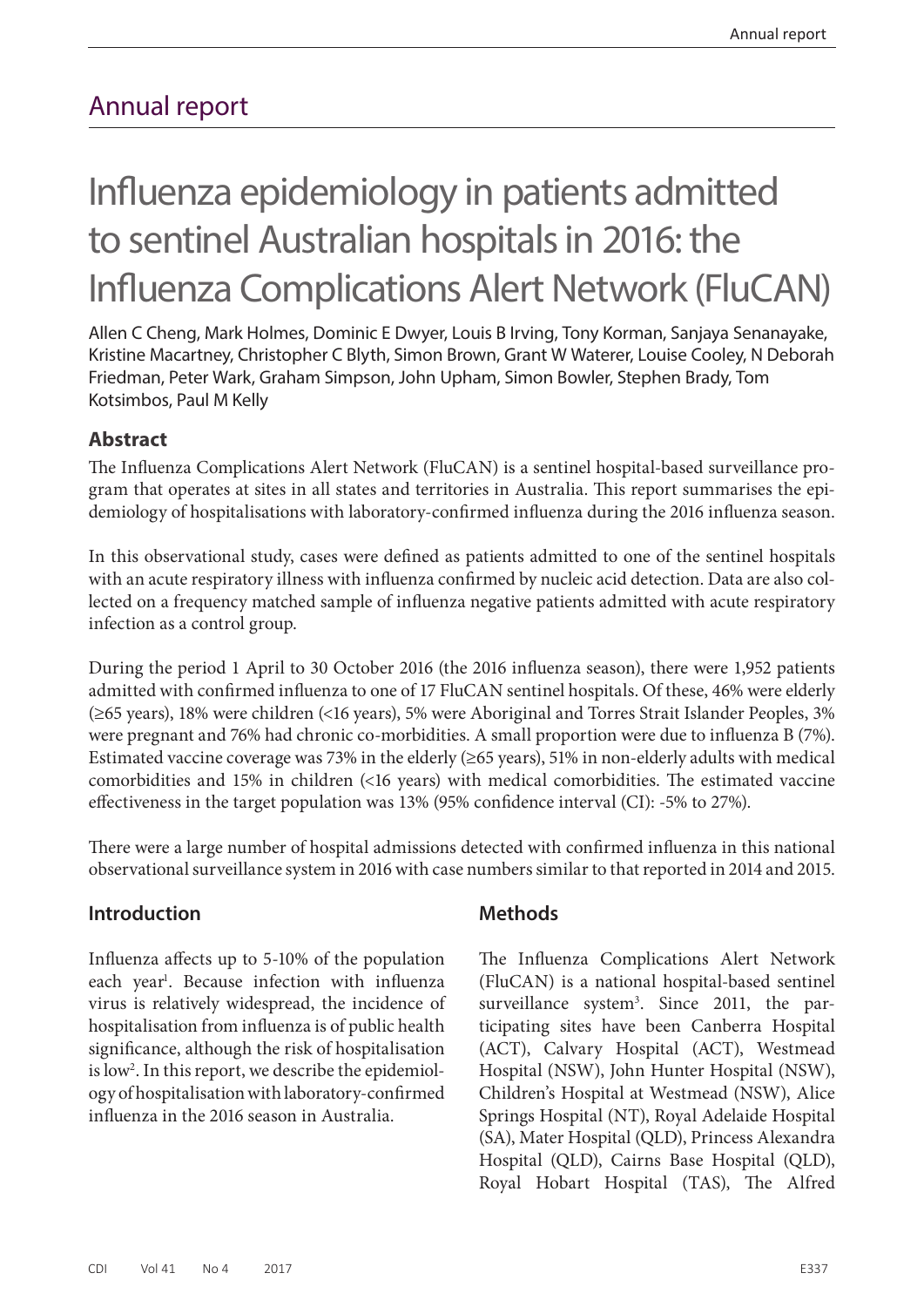# Annual report

# Influenza epidemiology in patients admitted to sentinel Australian hospitals in 2016: the Influenza Complications Alert Network (FluCAN)

Allen C Cheng, Mark Holmes, Dominic E Dwyer, Louis B Irving, Tony Korman, Sanjaya Senanayake, Kristine Macartney, Christopher C Blyth, Simon Brown, Grant W Waterer, Louise Cooley, N Deborah Friedman, Peter Wark, Graham Simpson, John Upham, Simon Bowler, Stephen Brady, Tom Kotsimbos, Paul M Kelly

## Abstract

The Influenza Complications Alert Network (FluCAN) is a sentinel hospital-based surveillance program that operates at sites in all states and territories in Australia. This report summarises the epidemiology of hospitalisations with laboratory-confirmed influenza during the 2016 influenza season.

In this observational study, cases were defined as patients admitted to one of the sentinel hospitals with an acute respiratory illness with influenza confirmed by nucleic acid detection. Data are also collected on a frequency matched sample of influenza negative patients admitted with acute respiratory infection as a control group.

During the period 1 April to 30 October 2016 (the 2016 influenza season), there were 1,952 patients admitted with confirmed influenza to one of 17 FluCAN sentinel hospitals. Of these, 46% were elderly (≥65 years), 18% were children (<16 years), 5% were Aboriginal and Torres Strait Islander Peoples, 3% were pregnant and 76% had chronic co-morbidities. A small proportion were due to influenza B (7%). Estimated vaccine coverage was 73% in the elderly (≥65 years), 51% in non-elderly adults with medical comorbidities and 15% in children (<16 years) with medical comorbidities. The estimated vaccine effectiveness in the target population was 13% (95% confidence interval (CI): -5% to 27%).

There were a large number of hospital admissions detected with confirmed influenza in this national observational surveillance system in 2016 with case numbers similar to that reported in 2014 and 2015.

## Introduction

Influenza affects up to 5-10% of the population each year[1]. Because infection with influenza virus is relatively widespread, the incidence of hospitalisation from influenza is of public health significance, although the risk of hospitalisation is low[2]. In this report, we describe the epidemiology of hospitalisation with laboratory-confirmed influenza in the 2016 season in Australia.

## Methods

The Influenza Complications Alert Network (FluCAN) is a national hospital-based sentinel surveillance system[3]. Since 2011, the participating sites have been Canberra Hospital (ACT), Calvary Hospital (ACT), Westmead Hospital (NSW), John Hunter Hospital (NSW), Children's Hospital at Westmead (NSW), Alice Springs Hospital (NT), Royal Adelaide Hospital (SA), Mater Hospital (QLD), Princess Alexandra Hospital (QLD), Cairns Base Hospital (QLD), Royal Hobart Hospital (TAS), The Alfred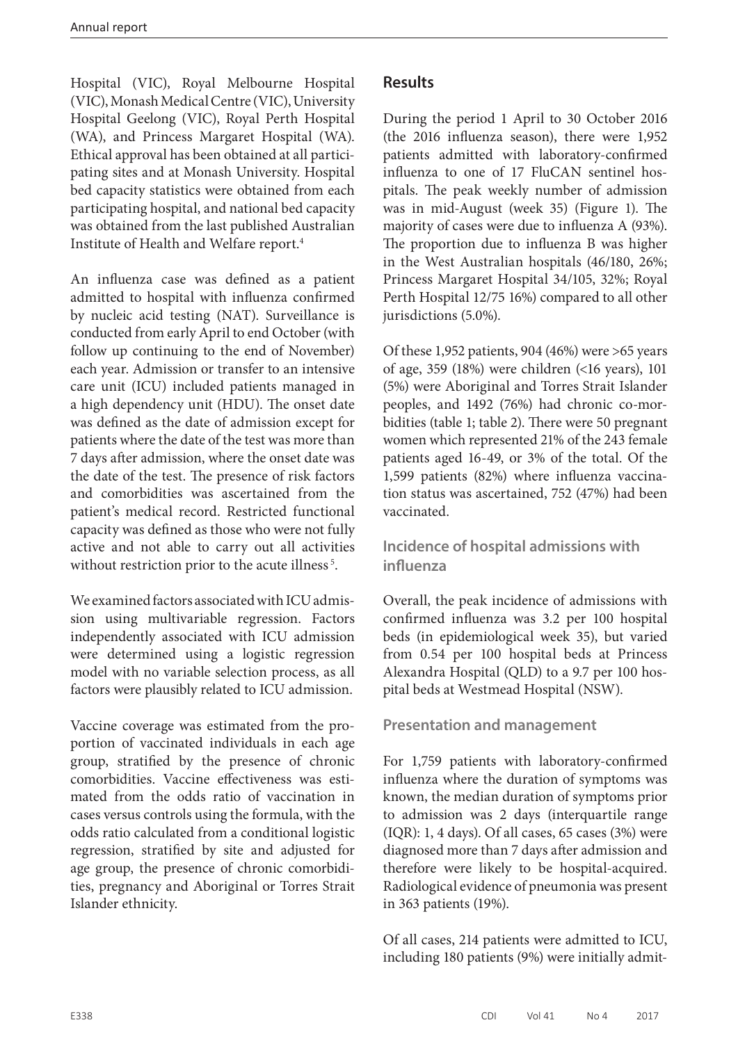Hospital (VIC), Royal Melbourne Hospital (VIC), Monash Medical Centre (VIC), University Hospital Geelong (VIC), Royal Perth Hospital (WA), and Princess Margaret Hospital (WA). Ethical approval has been obtained at all participating sites and at Monash University. Hospital bed capacity statistics were obtained from each participating hospital, and national bed capacity was obtained from the last published Australian Institute of Health and Welfare report.[4]

An influenza case was defined as a patient admitted to hospital with influenza confirmed by nucleic acid testing (NAT). Surveillance is conducted from early April to end October (with follow up continuing to the end of November) each year. Admission or transfer to an intensive care unit (ICU) included patients managed in a high dependency unit (HDU). The onset date was defined as the date of admission except for patients where the date of the test was more than 7 days after admission, where the onset date was the date of the test. The presence of risk factors and comorbidities was ascertained from the patient's medical record. Restricted functional capacity was defined as those who were not fully active and not able to carry out all activities without restriction prior to the acute illness [5].

We examined factors associated with ICU admission using multivariable regression. Factors independently associated with ICU admission were determined using a logistic regression model with no variable selection process, as all factors were plausibly related to ICU admission.

Vaccine coverage was estimated from the proportion of vaccinated individuals in each age group, stratified by the presence of chronic comorbidities. Vaccine effectiveness was estimated from the odds ratio of vaccination in cases versus controls using the formula, with the odds ratio calculated from a conditional logistic regression, stratified by site and adjusted for age group, the presence of chronic comorbidities, pregnancy and Aboriginal or Torres Strait Islander ethnicity.

## Results

During the period 1 April to 30 October 2016 (the 2016 influenza season), there were 1,952 patients admitted with laboratory-confirmed influenza to one of 17 FluCAN sentinel hospitals. The peak weekly number of admission was in mid-August (week 35) (Figure 1). The majority of cases were due to influenza A (93%). The proportion due to influenza B was higher in the West Australian hospitals (46/180, 26%; Princess Margaret Hospital 34/105, 32%; Royal Perth Hospital 12/75 16%) compared to all other jurisdictions (5.0%).

Of these 1,952 patients, 904 (46%) were >65 years of age, 359 (18%) were children (<16 years), 101 (5%) were Aboriginal and Torres Strait Islander peoples, and 1492 (76%) had chronic co-morbidities (table 1; table 2). There were 50 pregnant women which represented 21% of the 243 female patients aged 16-49, or 3% of the total. Of the 1,599 patients (82%) where influenza vaccination status was ascertained, 752 (47%) had been vaccinated.

### Incidence of hospital admissions with influenza

Overall, the peak incidence of admissions with confirmed influenza was 3.2 per 100 hospital beds (in epidemiological week 35), but varied from 0.54 per 100 hospital beds at Princess Alexandra Hospital (QLD) to a 9.7 per 100 hospital beds at Westmead Hospital (NSW).

### Presentation and management

For 1,759 patients with laboratory-confirmed influenza where the duration of symptoms was known, the median duration of symptoms prior to admission was 2 days (interquartile range (IQR): 1, 4 days). Of all cases, 65 cases (3%) were diagnosed more than 7 days after admission and therefore were likely to be hospital-acquired. Radiological evidence of pneumonia was present in 363 patients (19%).

Of all cases, 214 patients were admitted to ICU, including 180 patients (9%) were initially admit-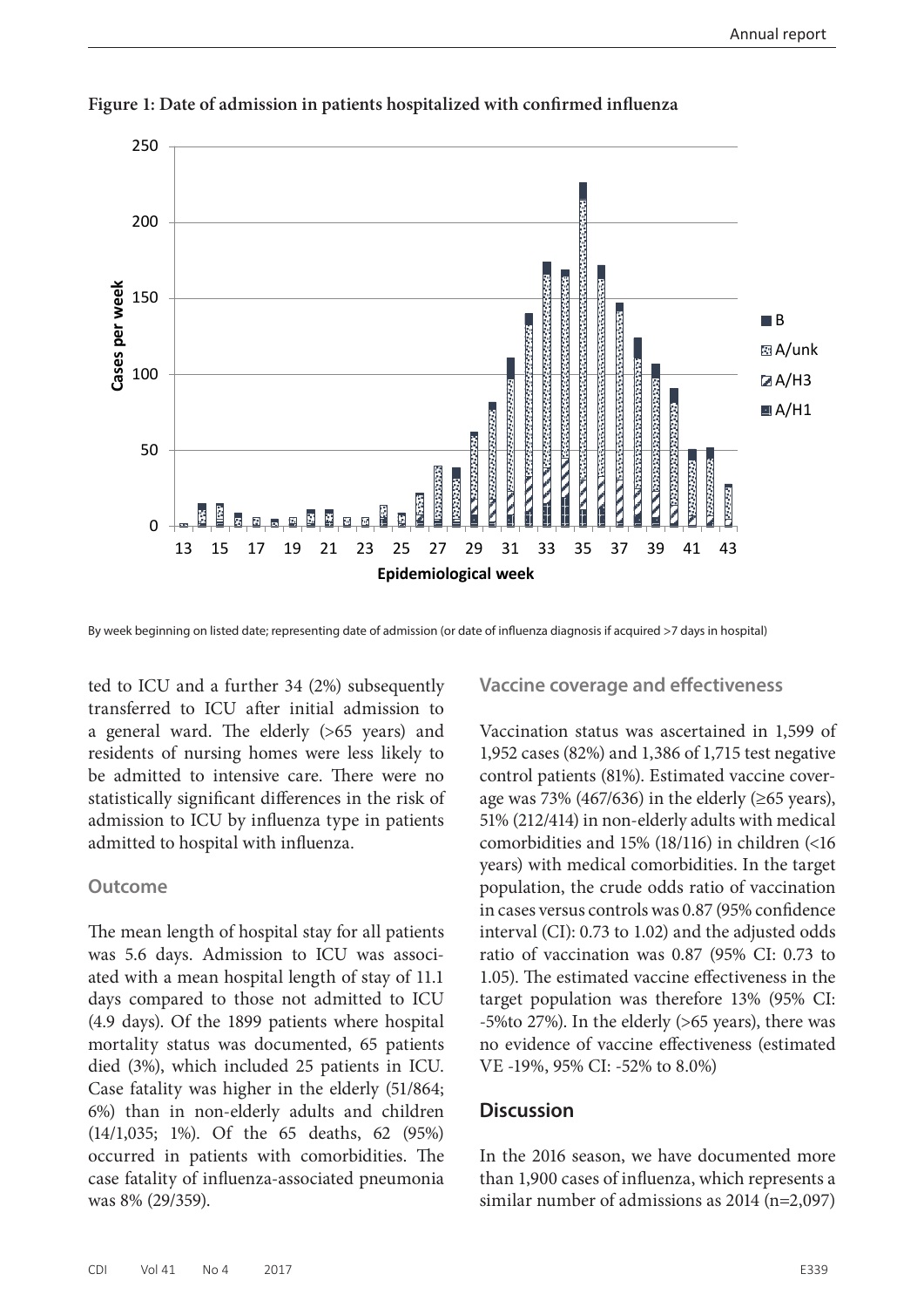**Figure 1: Date of admission in patients hospitalized with confirmed influenza**

By week beginning on listed date; representing date of admission (or date of influenza diagnosis if acquired >7 days in hospital)

ted to ICU and a further 34 (2%) subsequently transferred to ICU after initial admission to a general ward. The elderly (>65 years) and residents of nursing homes were less likely to be admitted to intensive care. There were no statistically significant differences in the risk of admission to ICU by influenza type in patients admitted to hospital with influenza.

### Outcome

The mean length of hospital stay for all patients was 5.6 days. Admission to ICU was associated with a mean hospital length of stay of 11.1 days compared to those not admitted to ICU (4.9 days). Of the 1899 patients where hospital mortality status was documented, 65 patients died (3%), which included 25 patients in ICU. Case fatality was higher in the elderly (51/864; 6%) than in non-elderly adults and children (14/1,035; 1%). Of the 65 deaths, 62 (95%) occurred in patients with comorbidities. The case fatality of influenza-associated pneumonia was 8% (29/359).

### Vaccine coverage and effectiveness

Vaccination status was ascertained in 1,599 of 1,952 cases (82%) and 1,386 of 1,715 test negative control patients (81%). Estimated vaccine coverage was 73% (467/636) in the elderly (≥65 years), 51% (212/414) in non-elderly adults with medical comorbidities and 15% (18/116) in children (<16 years) with medical comorbidities. In the target population, the crude odds ratio of vaccination in cases versus controls was 0.87 (95% confidence interval (CI): 0.73 to 1.02) and the adjusted odds ratio of vaccination was 0.87 (95% CI: 0.73 to 1.05). The estimated vaccine effectiveness in the target population was therefore 13% (95% CI: -5%to 27%). In the elderly (>65 years), there was no evidence of vaccine effectiveness (estimated VE -19%, 95% CI: -52% to 8.0%)

## Discussion

In the 2016 season, we have documented more than 1,900 cases of influenza, which represents a similar number of admissions as 2014 (n=2,097)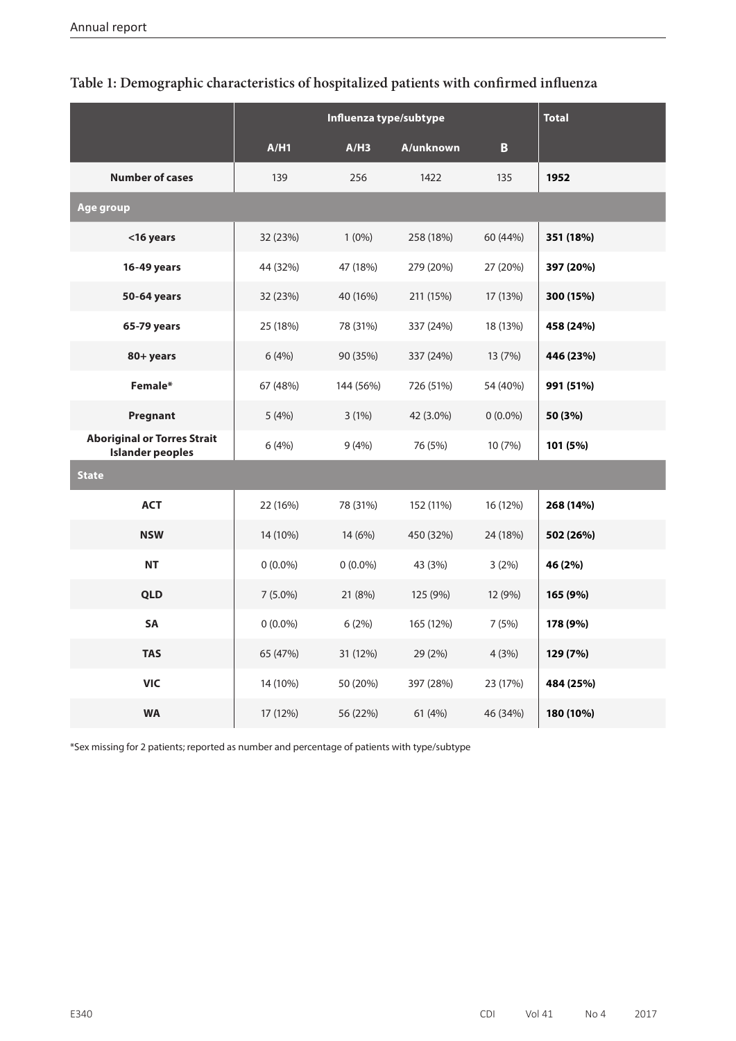**Table 1: Demographic characteristics of hospitalized patients with confirmed influenza**

| | Influenza type/subtype | | | | Total |
|---|---|---|---|---|---|
| | A/H1 | A/H3 | A/unknown | B | |
| **Number of cases** | 139 | 256 | 1422 | 135 | **1952** |
| **Age group** | | | | | |
| **<16 years** | 32 (23%) | 1 (0%) | 258 (18%) | 60 (44%) | **351 (18%)** |
| **16-49 years** | 44 (32%) | 47 (18%) | 279 (20%) | 27 (20%) | **397 (20%)** |
| **50-64 years** | 32 (23%) | 40 (16%) | 211 (15%) | 17 (13%) | **300 (15%)** |
| **65-79 years** | 25 (18%) | 78 (31%) | 337 (24%) | 18 (13%) | **458 (24%)** |
| **80+ years** | 6 (4%) | 90 (35%) | 337 (24%) | 13 (7%) | **446 (23%)** |
| **Female*** | 67 (48%) | 144 (56%) | 726 (51%) | 54 (40%) | **991 (51%)** |
| **Pregnant** | 5 (4%) | 3 (1%) | 42 (3.0%) | 0 (0.0%) | **50 (3%)** |
| **Aboriginal or Torres Strait Islander peoples** | 6 (4%) | 9 (4%) | 76 (5%) | 10 (7%) | **101 (5%)** |
| **State** | | | | | |
| **ACT** | 22 (16%) | 78 (31%) | 152 (11%) | 16 (12%) | **268 (14%)** |
| **NSW** | 14 (10%) | 14 (6%) | 450 (32%) | 24 (18%) | **502 (26%)** |
| **NT** | 0 (0.0%) | 0 (0.0%) | 43 (3%) | 3 (2%) | **46 (2%)** |
| **QLD** | 7 (5.0%) | 21 (8%) | 125 (9%) | 12 (9%) | **165 (9%)** |
| **SA** | 0 (0.0%) | 6 (2%) | 165 (12%) | 7 (5%) | **178 (9%)** |
| **TAS** | 65 (47%) | 31 (12%) | 29 (2%) | 4 (3%) | **129 (7%)** |
| **VIC** | 14 (10%) | 50 (20%) | 397 (28%) | 23 (17%) | **484 (25%)** |
| **WA** | 17 (12%) | 56 (22%) | 61 (4%) | 46 (34%) | **180 (10%)** |

*Sex missing for 2 patients; reported as number and percentage of patients with type/subtype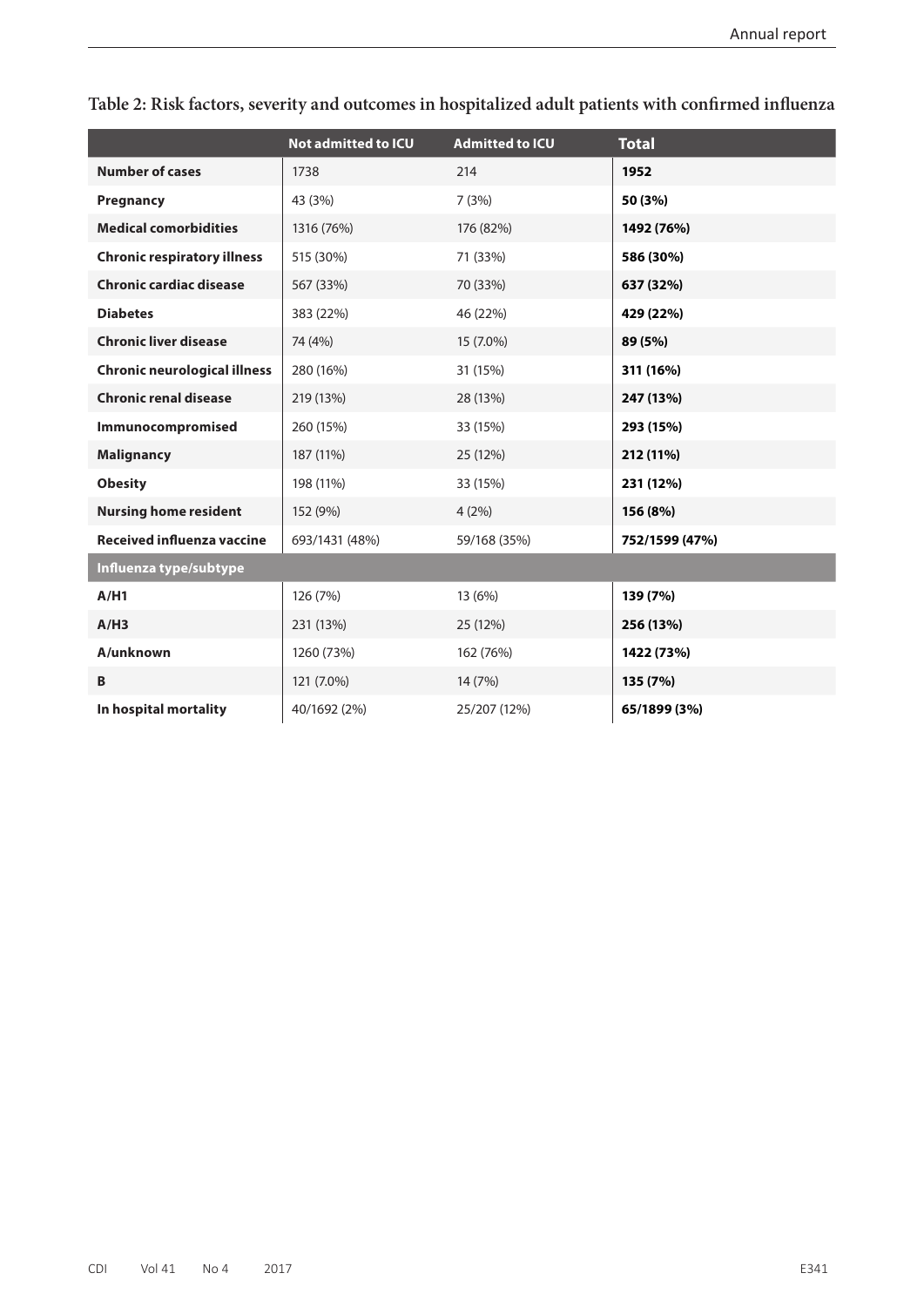**Table 2: Risk factors, severity and outcomes in hospitalized adult patients with confirmed influenza**

| | Not admitted to ICU | Admitted to ICU | Total |
|---|---|---|---|
| **Number of cases** | 1738 | 214 | **1952** |
| **Pregnancy** | 43 (3%) | 7 (3%) | **50 (3%)** |
| **Medical comorbidities** | 1316 (76%) | 176 (82%) | **1492 (76%)** |
| **Chronic respiratory illness** | 515 (30%) | 71 (33%) | **586 (30%)** |
| **Chronic cardiac disease** | 567 (33%) | 70 (33%) | **637 (32%)** |
| **Diabetes** | 383 (22%) | 46 (22%) | **429 (22%)** |
| **Chronic liver disease** | 74 (4%) | 15 (7.0%) | **89 (5%)** |
| **Chronic neurological illness** | 280 (16%) | 31 (15%) | **311 (16%)** |
| **Chronic renal disease** | 219 (13%) | 28 (13%) | **247 (13%)** |
| **Immunocompromised** | 260 (15%) | 33 (15%) | **293 (15%)** |
| **Malignancy** | 187 (11%) | 25 (12%) | **212 (11%)** |
| **Obesity** | 198 (11%) | 33 (15%) | **231 (12%)** |
| **Nursing home resident** | 152 (9%) | 4 (2%) | **156 (8%)** |
| **Received influenza vaccine** | 693/1431 (48%) | 59/168 (35%) | **752/1599 (47%)** |
| **Influenza type/subtype** | | | |
| **A/H1** | 126 (7%) | 13 (6%) | **139 (7%)** |
| **A/H3** | 231 (13%) | 25 (12%) | **256 (13%)** |
| **A/unknown** | 1260 (73%) | 162 (76%) | **1422 (73%)** |
| **B** | 121 (7.0%) | 14 (7%) | **135 (7%)** |
| **In hospital mortality** | 40/1692 (2%) | 25/207 (12%) | **65/1899 (3%)** |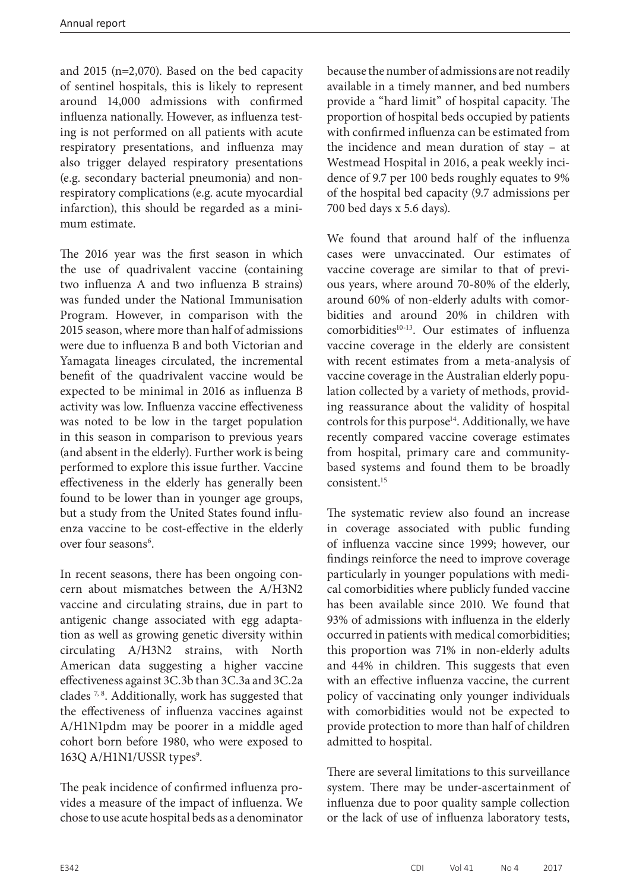and 2015 (n=2,070). Based on the bed capacity of sentinel hospitals, this is likely to represent around 14,000 admissions with confirmed influenza nationally. However, as influenza testing is not performed on all patients with acute respiratory presentations, and influenza may also trigger delayed respiratory presentations (e.g. secondary bacterial pneumonia) and non-respiratory complications (e.g. acute myocardial infarction), this should be regarded as a minimum estimate.

The 2016 year was the first season in which the use of quadrivalent vaccine (containing two influenza A and two influenza B strains) was funded under the National Immunisation Program. However, in comparison with the 2015 season, where more than half of admissions were due to influenza B and both Victorian and Yamagata lineages circulated, the incremental benefit of the quadrivalent vaccine would be expected to be minimal in 2016 as influenza B activity was low. Influenza vaccine effectiveness was noted to be low in the target population in this season in comparison to previous years (and absent in the elderly). Further work is being performed to explore this issue further. Vaccine effectiveness in the elderly has generally been found to be lower than in younger age groups, but a study from the United States found influenza vaccine to be cost-effective in the elderly over four seasons[6].

In recent seasons, there has been ongoing concern about mismatches between the A/H3N2 vaccine and circulating strains, due in part to antigenic change associated with egg adaptation as well as growing genetic diversity within circulating A/H3N2 strains, with North American data suggesting a higher vaccine effectiveness against 3C.3b than 3C.3a and 3C.2a clades [7,8]. Additionally, work has suggested that the effectiveness of influenza vaccines against A/H1N1pdm may be poorer in a middle aged cohort born before 1980, who were exposed to 163Q A/H1N1/USSR types[9].

The peak incidence of confirmed influenza provides a measure of the impact of influenza. We chose to use acute hospital beds as a denominator because the number of admissions are not readily available in a timely manner, and bed numbers provide a "hard limit" of hospital capacity. The proportion of hospital beds occupied by patients with confirmed influenza can be estimated from the incidence and mean duration of stay – at Westmead Hospital in 2016, a peak weekly incidence of 9.7 per 100 beds roughly equates to 9% of the hospital bed capacity (9.7 admissions per 700 bed days x 5.6 days).

We found that around half of the influenza cases were unvaccinated. Our estimates of vaccine coverage are similar to that of previous years, where around 70-80% of the elderly, around 60% of non-elderly adults with comorbidities and around 20% in children with comorbidities[10-13]. Our estimates of influenza vaccine coverage in the elderly are consistent with recent estimates from a meta-analysis of vaccine coverage in the Australian elderly population collected by a variety of methods, providing reassurance about the validity of hospital controls for this purpose[14]. Additionally, we have recently compared vaccine coverage estimates from hospital, primary care and community-based systems and found them to be broadly consistent.[15]

The systematic review also found an increase in coverage associated with public funding of influenza vaccine since 1999; however, our findings reinforce the need to improve coverage particularly in younger populations with medical comorbidities where publicly funded vaccine has been available since 2010. We found that 93% of admissions with influenza in the elderly occurred in patients with medical comorbidities; this proportion was 71% in non-elderly adults and 44% in children. This suggests that even with an effective influenza vaccine, the current policy of vaccinating only younger individuals with comorbidities would not be expected to provide protection to more than half of children admitted to hospital.

There are several limitations to this surveillance system. There may be under-ascertainment of influenza due to poor quality sample collection or the lack of use of influenza laboratory tests,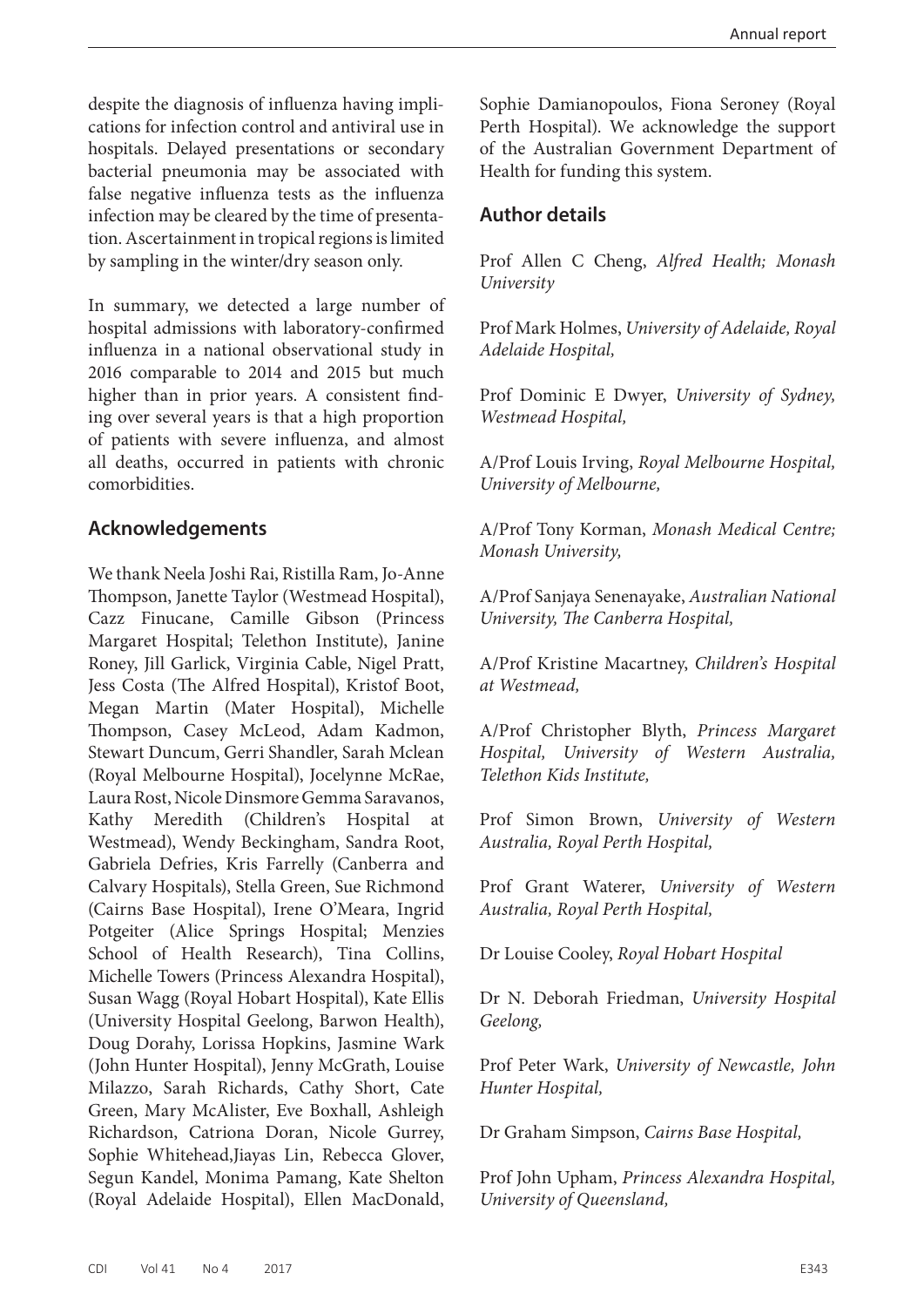despite the diagnosis of influenza having implications for infection control and antiviral use in hospitals. Delayed presentations or secondary bacterial pneumonia may be associated with false negative influenza tests as the influenza infection may be cleared by the time of presentation. Ascertainment in tropical regions is limited by sampling in the winter/dry season only.

In summary, we detected a large number of hospital admissions with laboratory-confirmed influenza in a national observational study in 2016 comparable to 2014 and 2015 but much higher than in prior years. A consistent finding over several years is that a high proportion of patients with severe influenza, and almost all deaths, occurred in patients with chronic comorbidities.

## Acknowledgements

We thank Neela Joshi Rai, Ristilla Ram, Jo-Anne Thompson, Janette Taylor (Westmead Hospital), Cazz Finucane, Camille Gibson (Princess Margaret Hospital; Telethon Institute), Janine Roney, Jill Garlick, Virginia Cable, Nigel Pratt, Jess Costa (The Alfred Hospital), Kristof Boot, Megan Martin (Mater Hospital), Michelle Thompson, Casey McLeod, Adam Kadmon, Stewart Duncum, Gerri Shandler, Sarah Mclean (Royal Melbourne Hospital), Jocelynne McRae, Laura Rost, Nicole Dinsmore Gemma Saravanos, Kathy Meredith (Children's Hospital at Westmead), Wendy Beckingham, Sandra Root, Gabriela Defries, Kris Farrelly (Canberra and Calvary Hospitals), Stella Green, Sue Richmond (Cairns Base Hospital), Irene O'Meara, Ingrid Potgeiter (Alice Springs Hospital; Menzies School of Health Research), Tina Collins, Michelle Towers (Princess Alexandra Hospital), Susan Wagg (Royal Hobart Hospital), Kate Ellis (University Hospital Geelong, Barwon Health), Doug Dorahy, Lorissa Hopkins, Jasmine Wark (John Hunter Hospital), Jenny McGrath, Louise Milazzo, Sarah Richards, Cathy Short, Cate Green, Mary McAlister, Eve Boxhall, Ashleigh Richardson, Catriona Doran, Nicole Gurrey, Sophie Whitehead,Jiayas Lin, Rebecca Glover, Segun Kandel, Monima Pamang, Kate Shelton (Royal Adelaide Hospital), Ellen MacDonald, Sophie Damianopoulos, Fiona Seroney (Royal Perth Hospital). We acknowledge the support of the Australian Government Department of Health for funding this system.

## Author details

Prof Allen C Cheng, *Alfred Health; Monash University*

Prof Mark Holmes, *University of Adelaide, Royal Adelaide Hospital,*

Prof Dominic E Dwyer, *University of Sydney, Westmead Hospital,*

A/Prof Louis Irving, *Royal Melbourne Hospital, University of Melbourne,*

A/Prof Tony Korman, *Monash Medical Centre; Monash University,*

A/Prof Sanjaya Senenayake, *Australian National University, The Canberra Hospital,*

A/Prof Kristine Macartney, *Children's Hospital at Westmead,*

A/Prof Christopher Blyth, *Princess Margaret Hospital, University of Western Australia, Telethon Kids Institute,*

Prof Simon Brown, *University of Western Australia, Royal Perth Hospital,*

Prof Grant Waterer, *University of Western Australia, Royal Perth Hospital,*

Dr Louise Cooley, *Royal Hobart Hospital*

Dr N. Deborah Friedman, *University Hospital Geelong,*

Prof Peter Wark, *University of Newcastle, John Hunter Hospital,*

Dr Graham Simpson, *Cairns Base Hospital,*

Prof John Upham, *Princess Alexandra Hospital, University of Queensland,*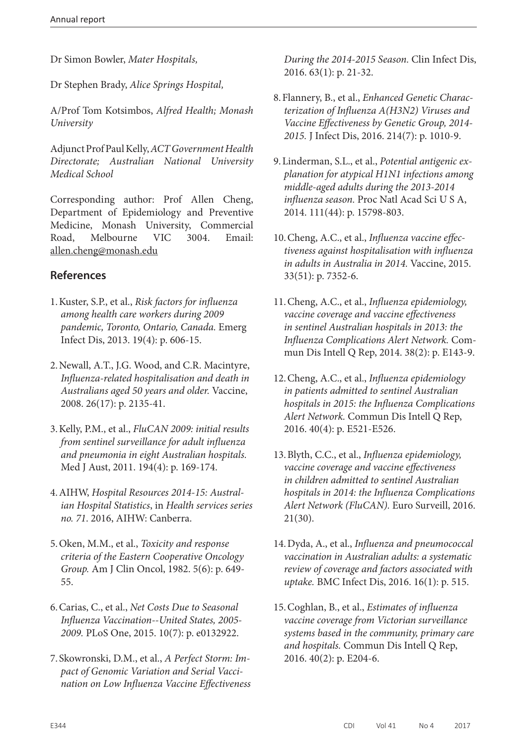Dr Simon Bowler, *Mater Hospitals,*

Dr Stephen Brady, *Alice Springs Hospital,*

A/Prof Tom Kotsimbos, *Alfred Health; Monash University*

Adjunct Prof Paul Kelly, *ACT Government Health Directorate; Australian National University Medical School*

Corresponding author: Prof Allen Cheng, Department of Epidemiology and Preventive Medicine, Monash University, Commercial Road, Melbourne VIC 3004. Email: allen.cheng@monash.edu

## References

1. Kuster, S.P., et al., *Risk factors for influenza among health care workers during 2009 pandemic, Toronto, Ontario, Canada.* Emerg Infect Dis, 2013. 19(4): p. 606-15.

2. Newall, A.T., J.G. Wood, and C.R. Macintyre, *Influenza-related hospitalisation and death in Australians aged 50 years and older.* Vaccine, 2008. 26(17): p. 2135-41.

3. Kelly, P.M., et al., *FluCAN 2009: initial results from sentinel surveillance for adult influenza and pneumonia in eight Australian hospitals.* Med J Aust, 2011. 194(4): p. 169-174.

4. AIHW, *Hospital Resources 2014-15: Australian Hospital Statistics*, in *Health services series no. 71*. 2016, AIHW: Canberra.

5. Oken, M.M., et al., *Toxicity and response criteria of the Eastern Cooperative Oncology Group.* Am J Clin Oncol, 1982. 5(6): p. 649-55.

6. Carias, C., et al., *Net Costs Due to Seasonal Influenza Vaccination--United States, 2005-2009.* PLoS One, 2015. 10(7): p. e0132922.

7. Skowronski, D.M., et al., *A Perfect Storm: Impact of Genomic Variation and Serial Vaccination on Low Influenza Vaccine Effectiveness During the 2014-2015 Season.* Clin Infect Dis, 2016. 63(1): p. 21-32.

8. Flannery, B., et al., *Enhanced Genetic Characterization of Influenza A(H3N2) Viruses and Vaccine Effectiveness by Genetic Group, 2014-2015.* J Infect Dis, 2016. 214(7): p. 1010-9.

9. Linderman, S.L., et al., *Potential antigenic explanation for atypical H1N1 infections among middle-aged adults during the 2013-2014 influenza season.* Proc Natl Acad Sci U S A, 2014. 111(44): p. 15798-803.

10. Cheng, A.C., et al., *Influenza vaccine effectiveness against hospitalisation with influenza in adults in Australia in 2014.* Vaccine, 2015. 33(51): p. 7352-6.

11. Cheng, A.C., et al., *Influenza epidemiology, vaccine coverage and vaccine effectiveness in sentinel Australian hospitals in 2013: the Influenza Complications Alert Network.* Commun Dis Intell Q Rep, 2014. 38(2): p. E143-9.

12. Cheng, A.C., et al., *Influenza epidemiology in patients admitted to sentinel Australian hospitals in 2015: the Influenza Complications Alert Network.* Commun Dis Intell Q Rep, 2016. 40(4): p. E521-E526.

13. Blyth, C.C., et al., *Influenza epidemiology, vaccine coverage and vaccine effectiveness in children admitted to sentinel Australian hospitals in 2014: the Influenza Complications Alert Network (FluCAN).* Euro Surveill, 2016. 21(30).

14. Dyda, A., et al., *Influenza and pneumococcal vaccination in Australian adults: a systematic review of coverage and factors associated with uptake.* BMC Infect Dis, 2016. 16(1): p. 515.

15. Coghlan, B., et al., *Estimates of influenza vaccine coverage from Victorian surveillance systems based in the community, primary care and hospitals.* Commun Dis Intell Q Rep, 2016. 40(2): p. E204-6.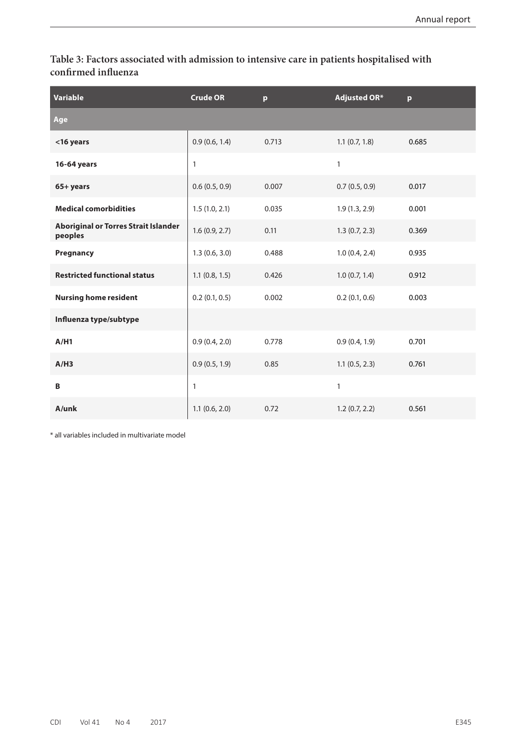**Table 3: Factors associated with admission to intensive care in patients hospitalised with confirmed influenza**

| Variable | Crude OR | p | Adjusted OR* | p |
|---|---|---|---|---|
| **Age** | | | | |
| **<16 years** | 0.9 (0.6, 1.4) | 0.713 | 1.1 (0.7, 1.8) | 0.685 |
| **16-64 years** | 1 | | 1 | |
| **65+ years** | 0.6 (0.5, 0.9) | 0.007 | 0.7 (0.5, 0.9) | 0.017 |
| **Medical comorbidities** | 1.5 (1.0, 2.1) | 0.035 | 1.9 (1.3, 2.9) | 0.001 |
| **Aboriginal or Torres Strait Islander peoples** | 1.6 (0.9, 2.7) | 0.11 | 1.3 (0.7, 2.3) | 0.369 |
| **Pregnancy** | 1.3 (0.6, 3.0) | 0.488 | 1.0 (0.4, 2.4) | 0.935 |
| **Restricted functional status** | 1.1 (0.8, 1.5) | 0.426 | 1.0 (0.7, 1.4) | 0.912 |
| **Nursing home resident** | 0.2 (0.1, 0.5) | 0.002 | 0.2 (0.1, 0.6) | 0.003 |
| **Influenza type/subtype** | | | | |
| **A/H1** | 0.9 (0.4, 2.0) | 0.778 | 0.9 (0.4, 1.9) | 0.701 |
| **A/H3** | 0.9 (0.5, 1.9) | 0.85 | 1.1 (0.5, 2.3) | 0.761 |
| **B** | 1 | | 1 | |
| **A/unk** | 1.1 (0.6, 2.0) | 0.72 | 1.2 (0.7, 2.2) | 0.561 |

* all variables included in multivariate model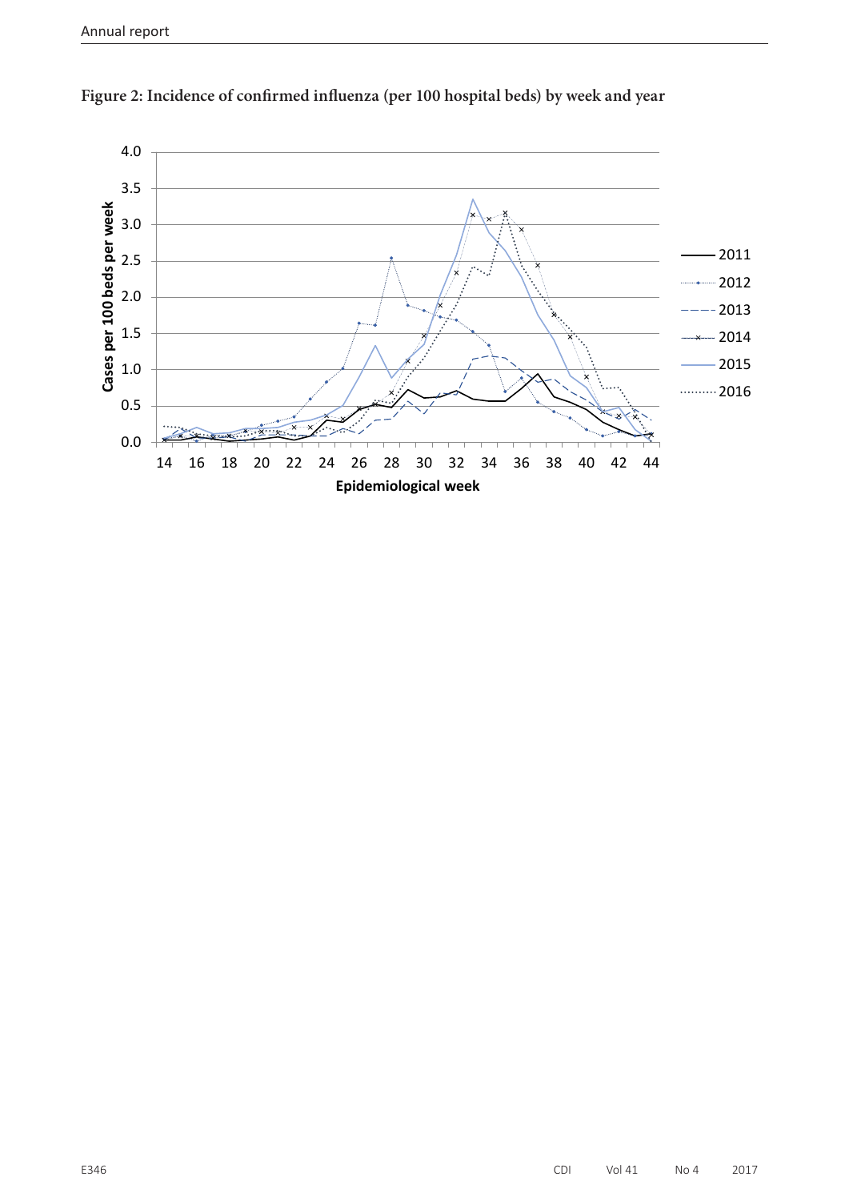**Figure 2: Incidence of confirmed influenza (per 100 hospital beds) by week and year**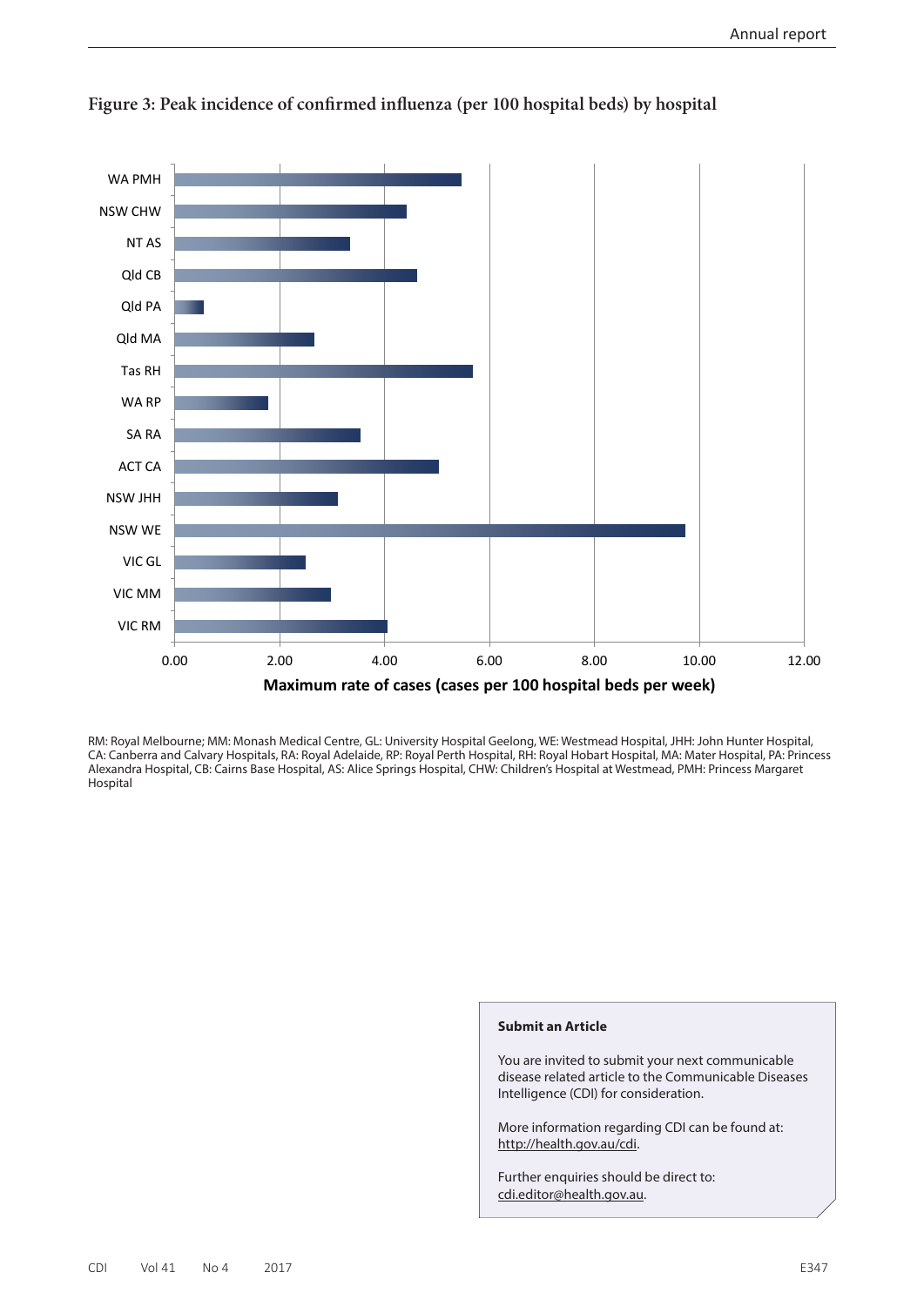**Figure 3: Peak incidence of confirmed influenza (per 100 hospital beds) by hospital**

WA PMH
NSW CHW
NT AS
Qld CB
Qld PA
Qld MA
Tas RH
WA RP
SA RA
ACT CA
NSW JHH
NSW WE
VIC GL
VIC MM
VIC RM

0.00 2.00 4.00 6.00 8.00 10.00 12.00

Maximum rate of cases (cases per 100 hospital beds per week)

RM: Royal Melbourne; MM: Monash Medical Centre, GL: University Hospital Geelong, WE: Westmead Hospital, JHH: John Hunter Hospital, CA: Canberra and Calvary Hospitals, RA: Royal Adelaide, RP: Royal Perth Hospital, RH: Royal Hobart Hospital, MA: Mater Hospital, PA: Princess Alexandra Hospital, CB: Cairns Base Hospital, AS: Alice Springs Hospital, CHW: Children's Hospital at Westmead, PMH: Princess Margaret Hospital

**Submit an Article**

You are invited to submit your next communicable disease related article to the Communicable Diseases Intelligence (CDI) for consideration.

More information regarding CDI can be found at: http://health.gov.au/cdi.

Further enquiries should be direct to: cdi.editor@health.gov.au.